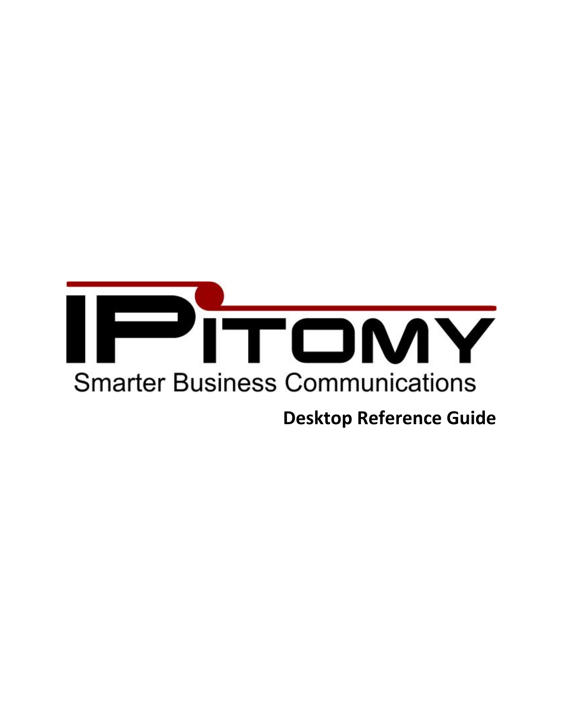IPitomy

Smarter Business Communications

# Desktop Reference Guide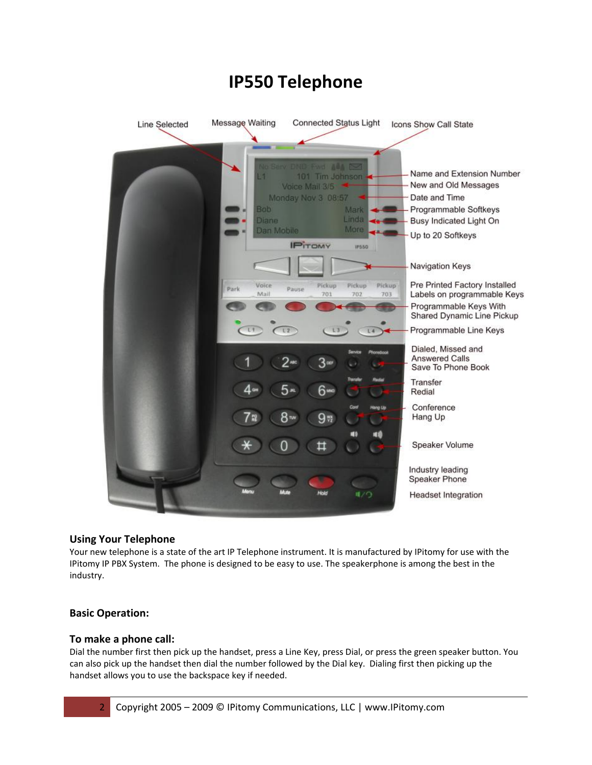# IP550 Telephone

Line Selected

Message Waiting

Connected Status Light

Icons Show Call State

Name and Extension Number

New and Old Messages

Date and Time

Programmable Softkeys

Busy Indicated Light On

Up to 20 Softkeys

Navigation Keys

Pre Printed Factory Installed Labels on programmable Keys

Programmable Keys With Shared Dynamic Line Pickup

Programmable Line Keys

Dialed, Missed and Answered Calls Save To Phone Book

Transfer

Redial

Conference

Hang Up

Speaker Volume

Industry leading Speaker Phone

Headset Integration

## Using Your Telephone

Your new telephone is a state of the art IP Telephone instrument. It is manufactured by IPitomy for use with the IPitomy IP PBX System. The phone is designed to be easy to use. The speakerphone is among the best in the industry.

## Basic Operation:

### To make a phone call:

Dial the number first then pick up the handset, press a Line Key, press Dial, or press the green speaker button. You can also pick up the handset then dial the number followed by the Dial key. Dialing first then picking up the handset allows you to use the backspace key if needed.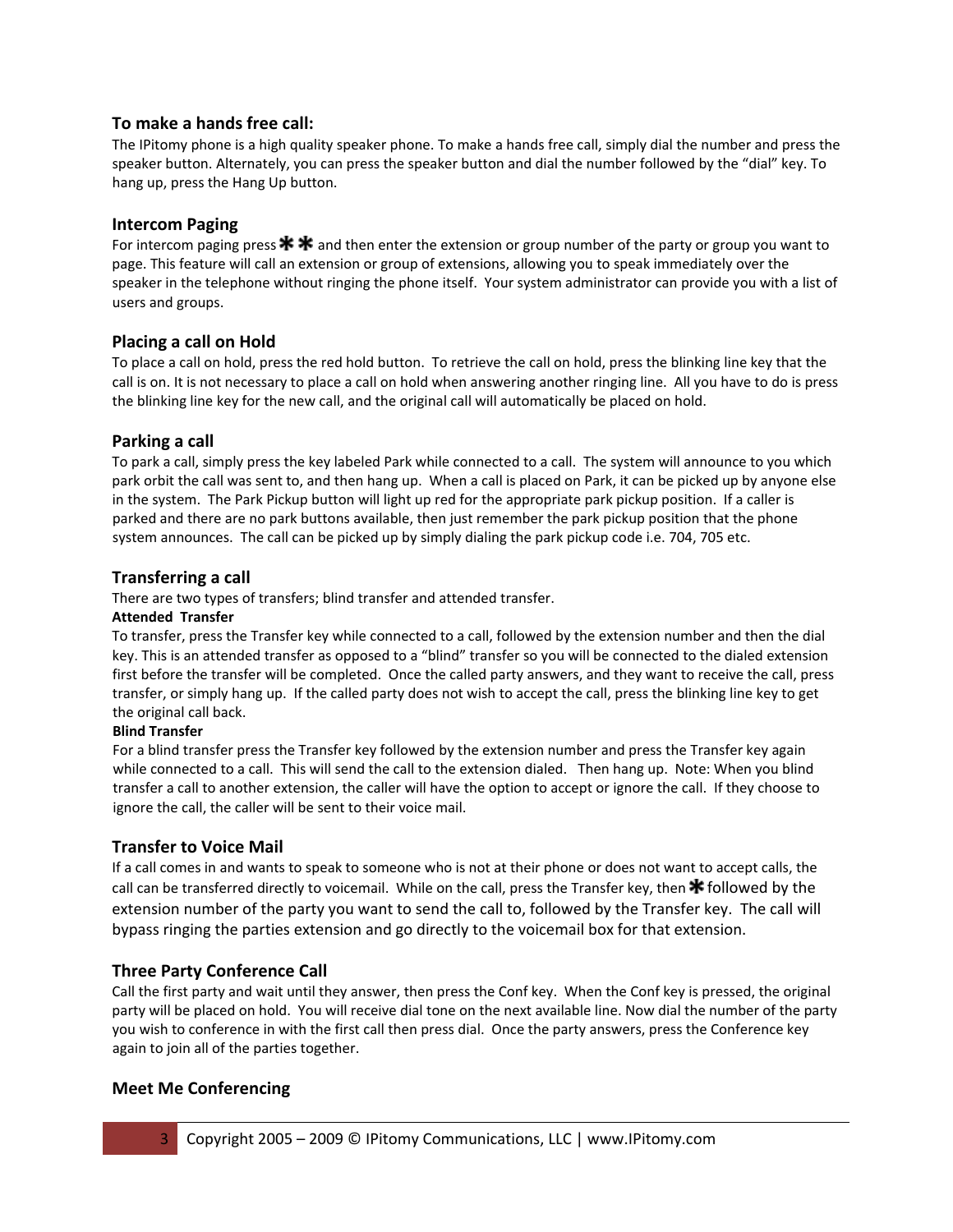## To make a hands free call:

The IPitomy phone is a high quality speaker phone. To make a hands free call, simply dial the number and press the speaker button. Alternately, you can press the speaker button and dial the number followed by the "dial" key. To hang up, press the Hang Up button.

## Intercom Paging

For intercom paging press ✱✱ and then enter the extension or group number of the party or group you want to page. This feature will call an extension or group of extensions, allowing you to speak immediately over the speaker in the telephone without ringing the phone itself. Your system administrator can provide you with a list of users and groups.

## Placing a call on Hold

To place a call on hold, press the red hold button. To retrieve the call on hold, press the blinking line key that the call is on. It is not necessary to place a call on hold when answering another ringing line. All you have to do is press the blinking line key for the new call, and the original call will automatically be placed on hold.

## Parking a call

To park a call, simply press the key labeled Park while connected to a call. The system will announce to you which park orbit the call was sent to, and then hang up. When a call is placed on Park, it can be picked up by anyone else in the system. The Park Pickup button will light up red for the appropriate park pickup position. If a caller is parked and there are no park buttons available, then just remember the park pickup position that the phone system announces. The call can be picked up by simply dialing the park pickup code i.e. 704, 705 etc.

## Transferring a call

There are two types of transfers; blind transfer and attended transfer.

**Attended Transfer**

To transfer, press the Transfer key while connected to a call, followed by the extension number and then the dial key. This is an attended transfer as opposed to a "blind" transfer so you will be connected to the dialed extension first before the transfer will be completed. Once the called party answers, and they want to receive the call, press transfer, or simply hang up. If the called party does not wish to accept the call, press the blinking line key to get the original call back.

**Blind Transfer**

For a blind transfer press the Transfer key followed by the extension number and press the Transfer key again while connected to a call. This will send the call to the extension dialed. Then hang up. Note: When you blind transfer a call to another extension, the caller will have the option to accept or ignore the call. If they choose to ignore the call, the caller will be sent to their voice mail.

## Transfer to Voice Mail

If a call comes in and wants to speak to someone who is not at their phone or does not want to accept calls, the call can be transferred directly to voicemail. While on the call, press the Transfer key, then ✱ followed by the extension number of the party you want to send the call to, followed by the Transfer key. The call will bypass ringing the parties extension and go directly to the voicemail box for that extension.

## Three Party Conference Call

Call the first party and wait until they answer, then press the Conf key. When the Conf key is pressed, the original party will be placed on hold. You will receive dial tone on the next available line. Now dial the number of the party you wish to conference in with the first call then press dial. Once the party answers, press the Conference key again to join all of the parties together.

## Meet Me Conferencing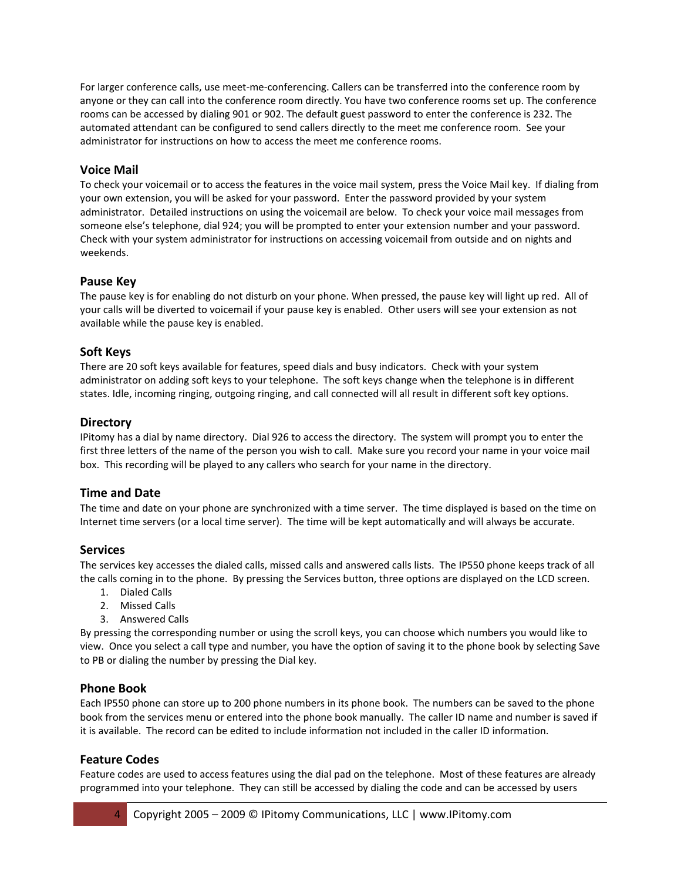For larger conference calls, use meet-me-conferencing. Callers can be transferred into the conference room by anyone or they can call into the conference room directly. You have two conference rooms set up. The conference rooms can be accessed by dialing 901 or 902. The default guest password to enter the conference is 232. The automated attendant can be configured to send callers directly to the meet me conference room. See your administrator for instructions on how to access the meet me conference rooms.

### Voice Mail

To check your voicemail or to access the features in the voice mail system, press the Voice Mail key. If dialing from your own extension, you will be asked for your password. Enter the password provided by your system administrator. Detailed instructions on using the voicemail are below. To check your voice mail messages from someone else's telephone, dial 924; you will be prompted to enter your extension number and your password. Check with your system administrator for instructions on accessing voicemail from outside and on nights and weekends.

### Pause Key

The pause key is for enabling do not disturb on your phone. When pressed, the pause key will light up red. All of your calls will be diverted to voicemail if your pause key is enabled. Other users will see your extension as not available while the pause key is enabled.

### Soft Keys

There are 20 soft keys available for features, speed dials and busy indicators. Check with your system administrator on adding soft keys to your telephone. The soft keys change when the telephone is in different states. Idle, incoming ringing, outgoing ringing, and call connected will all result in different soft key options.

### Directory

IPitomy has a dial by name directory. Dial 926 to access the directory. The system will prompt you to enter the first three letters of the name of the person you wish to call. Make sure you record your name in your voice mail box. This recording will be played to any callers who search for your name in the directory.

### Time and Date

The time and date on your phone are synchronized with a time server. The time displayed is based on the time on Internet time servers (or a local time server). The time will be kept automatically and will always be accurate.

### Services

The services key accesses the dialed calls, missed calls and answered calls lists. The IP550 phone keeps track of all the calls coming in to the phone. By pressing the Services button, three options are displayed on the LCD screen.

1. Dialed Calls
2. Missed Calls
3. Answered Calls

By pressing the corresponding number or using the scroll keys, you can choose which numbers you would like to view. Once you select a call type and number, you have the option of saving it to the phone book by selecting Save to PB or dialing the number by pressing the Dial key.

### Phone Book

Each IP550 phone can store up to 200 phone numbers in its phone book. The numbers can be saved to the phone book from the services menu or entered into the phone book manually. The caller ID name and number is saved if it is available. The record can be edited to include information not included in the caller ID information.

### Feature Codes

Feature codes are used to access features using the dial pad on the telephone. Most of these features are already programmed into your telephone. They can still be accessed by dialing the code and can be accessed by users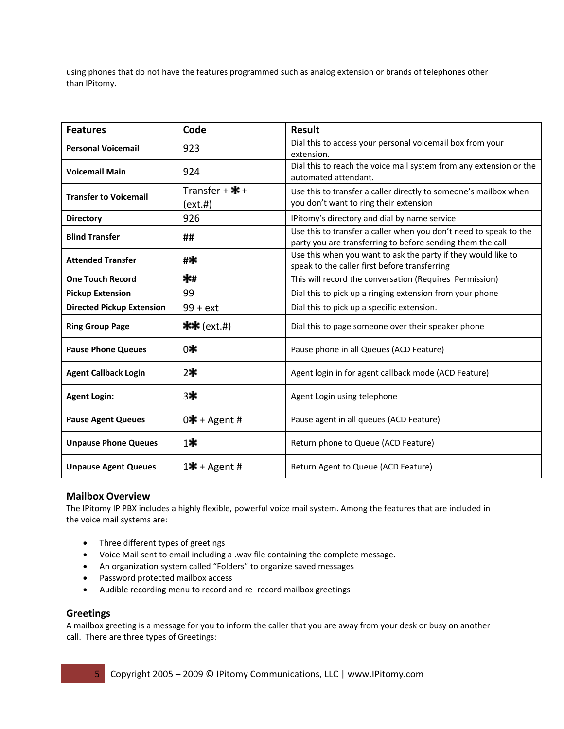using phones that do not have the features programmed such as analog extension or brands of telephones other than IPitomy.

| Features | Code | Result |
|---|---|---|
| **Personal Voicemail** | 923 | Dial this to access your personal voicemail box from your extension. |
| **Voicemail Main** | 924 | Dial this to reach the voice mail system from any extension or the automated attendant. |
| **Transfer to Voicemail** | Transfer + ✱ + (ext.#) | Use this to transfer a caller directly to someone's mailbox when you don't want to ring their extension |
| **Directory** | 926 | IPitomy's directory and dial by name service |
| **Blind Transfer** | ## | Use this to transfer a caller when you don't need to speak to the party you are transferring to before sending them the call |
| **Attended Transfer** | #✱ | Use this when you want to ask the party if they would like to speak to the caller first before transferring |
| **One Touch Record** | ✱# | This will record the conversation (Requires Permission) |
| **Pickup Extension** | 99 | Dial this to pick up a ringing extension from your phone |
| **Directed Pickup Extension** | 99 + ext | Dial this to pick up a specific extension. |
| **Ring Group Page** | ✱✱ (ext.#) | Dial this to page someone over their speaker phone |
| **Pause Phone Queues** | 0✱ | Pause phone in all Queues (ACD Feature) |
| **Agent Callback Login** | 2✱ | Agent login in for agent callback mode (ACD Feature) |
| **Agent Login:** | 3✱ | Agent Login using telephone |
| **Pause Agent Queues** | 0✱ + Agent # | Pause agent in all queues (ACD Feature) |
| **Unpause Phone Queues** | 1✱ | Return phone to Queue (ACD Feature) |
| **Unpause Agent Queues** | 1✱ + Agent # | Return Agent to Queue (ACD Feature) |

## Mailbox Overview

The IPitomy IP PBX includes a highly flexible, powerful voice mail system. Among the features that are included in the voice mail systems are:

- Three different types of greetings
- Voice Mail sent to email including a .wav file containing the complete message.
- An organization system called "Folders" to organize saved messages
- Password protected mailbox access
- Audible recording menu to record and re–record mailbox greetings

## Greetings

A mailbox greeting is a message for you to inform the caller that you are away from your desk or busy on another call. There are three types of Greetings: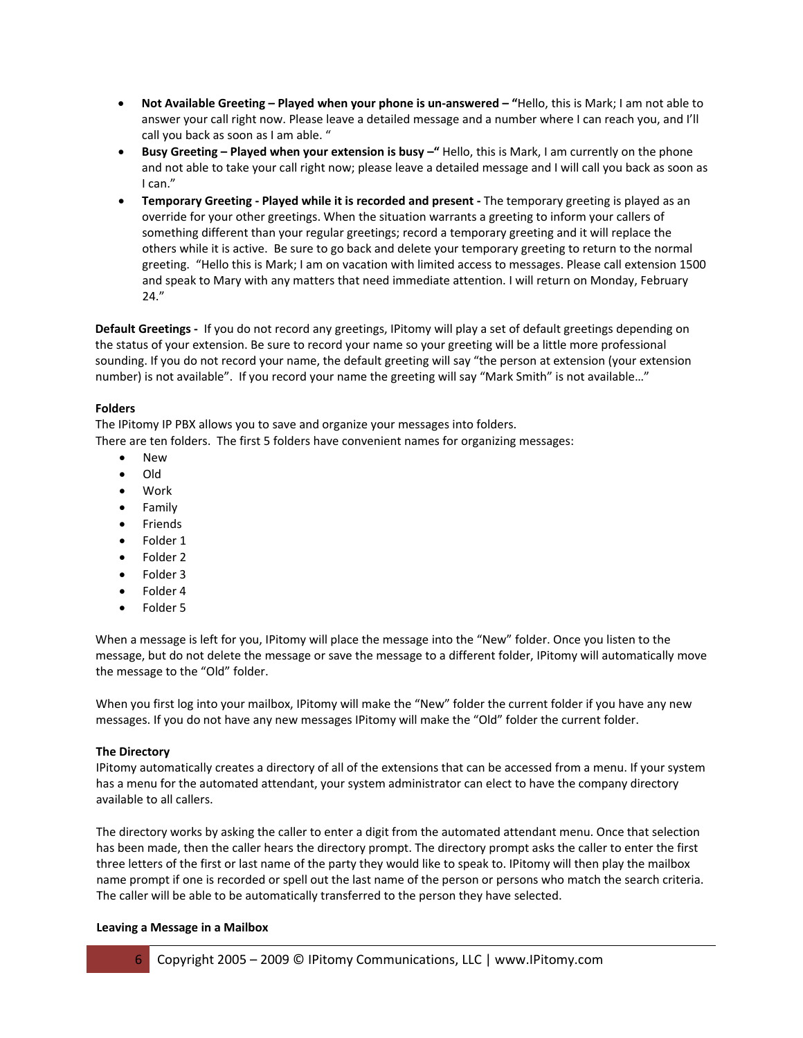- **Not Available Greeting – Played when your phone is un-answered – "**Hello, this is Mark; I am not able to answer your call right now. Please leave a detailed message and a number where I can reach you, and I'll call you back as soon as I am able. "
- **Busy Greeting – Played when your extension is busy –"** Hello, this is Mark, I am currently on the phone and not able to take your call right now; please leave a detailed message and I will call you back as soon as I can."
- **Temporary Greeting - Played while it is recorded and present -** The temporary greeting is played as an override for your other greetings. When the situation warrants a greeting to inform your callers of something different than your regular greetings; record a temporary greeting and it will replace the others while it is active. Be sure to go back and delete your temporary greeting to return to the normal greeting. "Hello this is Mark; I am on vacation with limited access to messages. Please call extension 1500 and speak to Mary with any matters that need immediate attention. I will return on Monday, February 24."

**Default Greetings -** If you do not record any greetings, IPitomy will play a set of default greetings depending on the status of your extension. Be sure to record your name so your greeting will be a little more professional sounding. If you do not record your name, the default greeting will say "the person at extension (your extension number) is not available". If you record your name the greeting will say "Mark Smith" is not available…"

**Folders**

The IPitomy IP PBX allows you to save and organize your messages into folders.
There are ten folders. The first 5 folders have convenient names for organizing messages:

- New
- Old
- Work
- Family
- Friends
- Folder 1
- Folder 2
- Folder 3
- Folder 4
- Folder 5

When a message is left for you, IPitomy will place the message into the "New" folder. Once you listen to the message, but do not delete the message or save the message to a different folder, IPitomy will automatically move the message to the "Old" folder.

When you first log into your mailbox, IPitomy will make the "New" folder the current folder if you have any new messages. If you do not have any new messages IPitomy will make the "Old" folder the current folder.

**The Directory**

IPitomy automatically creates a directory of all of the extensions that can be accessed from a menu. If your system has a menu for the automated attendant, your system administrator can elect to have the company directory available to all callers.

The directory works by asking the caller to enter a digit from the automated attendant menu. Once that selection has been made, then the caller hears the directory prompt. The directory prompt asks the caller to enter the first three letters of the first or last name of the party they would like to speak to. IPitomy will then play the mailbox name prompt if one is recorded or spell out the last name of the person or persons who match the search criteria. The caller will be able to be automatically transferred to the person they have selected.

**Leaving a Message in a Mailbox**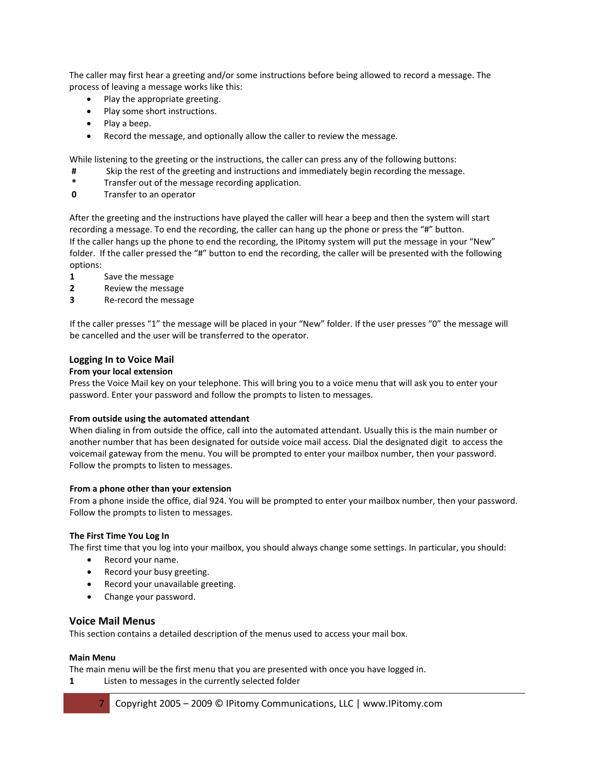The caller may first hear a greeting and/or some instructions before being allowed to record a message. The process of leaving a message works like this:

- Play the appropriate greeting.
- Play some short instructions.
- Play a beep.
- Record the message, and optionally allow the caller to review the message.

While listening to the greeting or the instructions, the caller can press any of the following buttons:

**#** Skip the rest of the greeting and instructions and immediately begin recording the message.
**\*** Transfer out of the message recording application.
**0** Transfer to an operator

After the greeting and the instructions have played the caller will hear a beep and then the system will start recording a message. To end the recording, the caller can hang up the phone or press the "#" button.
If the caller hangs up the phone to end the recording, the IPitomy system will put the message in your "New" folder. If the caller pressed the "#" button to end the recording, the caller will be presented with the following options:

**1** Save the message
**2** Review the message
**3** Re-record the message

If the caller presses "1" the message will be placed in your "New" folder. If the user presses "0" the message will be cancelled and the user will be transferred to the operator.

## Logging In to Voice Mail

**From your local extension**
Press the Voice Mail key on your telephone. This will bring you to a voice menu that will ask you to enter your password. Enter your password and follow the prompts to listen to messages.

**From outside using the automated attendant**
When dialing in from outside the office, call into the automated attendant. Usually this is the main number or another number that has been designated for outside voice mail access. Dial the designated digit to access the voicemail gateway from the menu. You will be prompted to enter your mailbox number, then your password. Follow the prompts to listen to messages.

**From a phone other than your extension**
From a phone inside the office, dial 924. You will be prompted to enter your mailbox number, then your password. Follow the prompts to listen to messages.

**The First Time You Log In**
The first time that you log into your mailbox, you should always change some settings. In particular, you should:

- Record your name.
- Record your busy greeting.
- Record your unavailable greeting.
- Change your password.

## Voice Mail Menus

This section contains a detailed description of the menus used to access your mail box.

**Main Menu**
The main menu will be the first menu that you are presented with once you have logged in.

**1** Listen to messages in the currently selected folder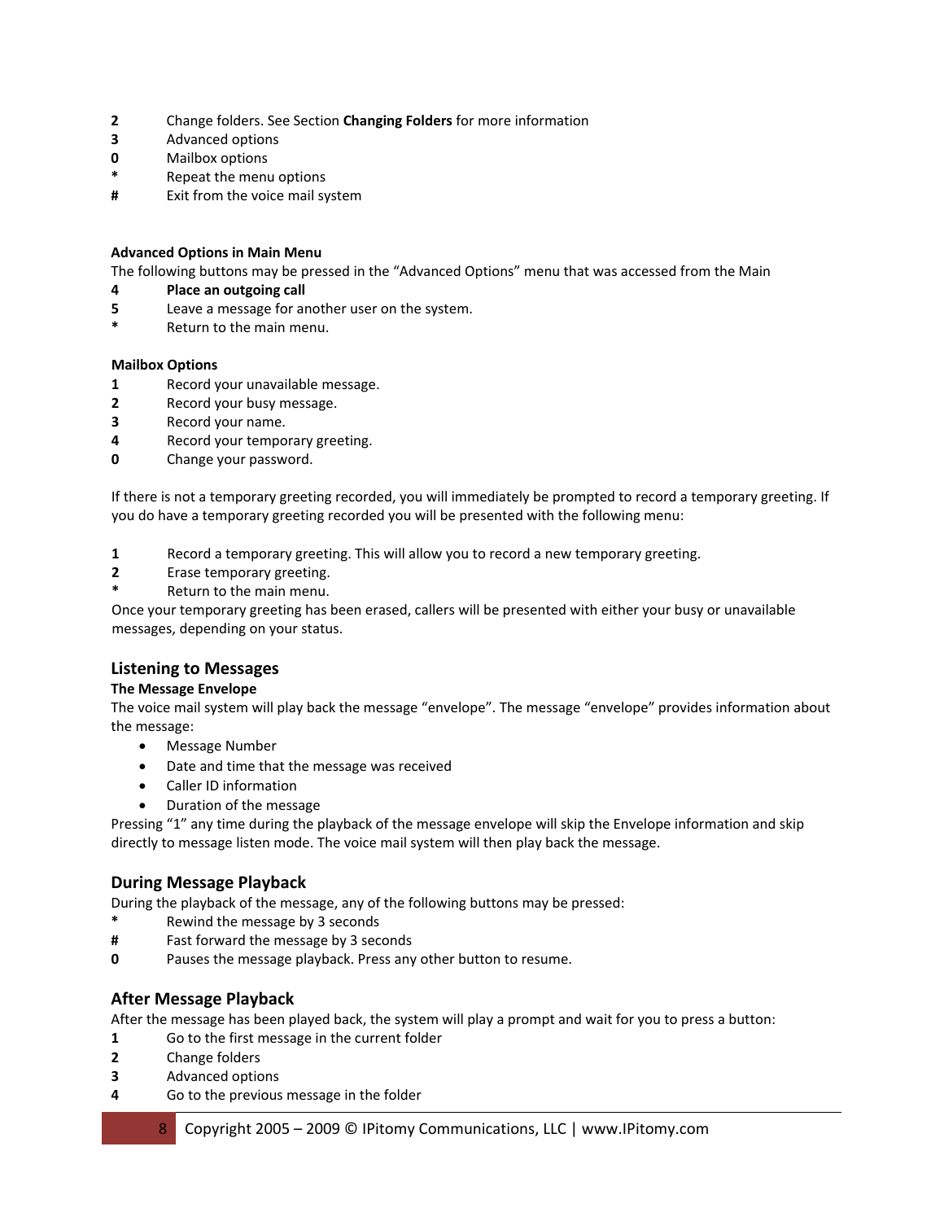**2** Change folders. See Section **Changing Folders** for more information
**3** Advanced options
**0** Mailbox options
**\*** Repeat the menu options
**#** Exit from the voice mail system

**Advanced Options in Main Menu**
The following buttons may be pressed in the "Advanced Options" menu that was accessed from the Main
**4** **Place an outgoing call**
**5** Leave a message for another user on the system.
**\*** Return to the main menu.

**Mailbox Options**
**1** Record your unavailable message.
**2** Record your busy message.
**3** Record your name.
**4** Record your temporary greeting.
**0** Change your password.

If there is not a temporary greeting recorded, you will immediately be prompted to record a temporary greeting. If you do have a temporary greeting recorded you will be presented with the following menu:

**1** Record a temporary greeting. This will allow you to record a new temporary greeting.
**2** Erase temporary greeting.
**\*** Return to the main menu.
Once your temporary greeting has been erased, callers will be presented with either your busy or unavailable messages, depending on your status.

## Listening to Messages

**The Message Envelope**
The voice mail system will play back the message "envelope". The message "envelope" provides information about the message:

- Message Number
- Date and time that the message was received
- Caller ID information
- Duration of the message

Pressing "1" any time during the playback of the message envelope will skip the Envelope information and skip directly to message listen mode. The voice mail system will then play back the message.

## During Message Playback

During the playback of the message, any of the following buttons may be pressed:
**\*** Rewind the message by 3 seconds
**#** Fast forward the message by 3 seconds
**0** Pauses the message playback. Press any other button to resume.

## After Message Playback

After the message has been played back, the system will play a prompt and wait for you to press a button:
**1** Go to the first message in the current folder
**2** Change folders
**3** Advanced options
**4** Go to the previous message in the folder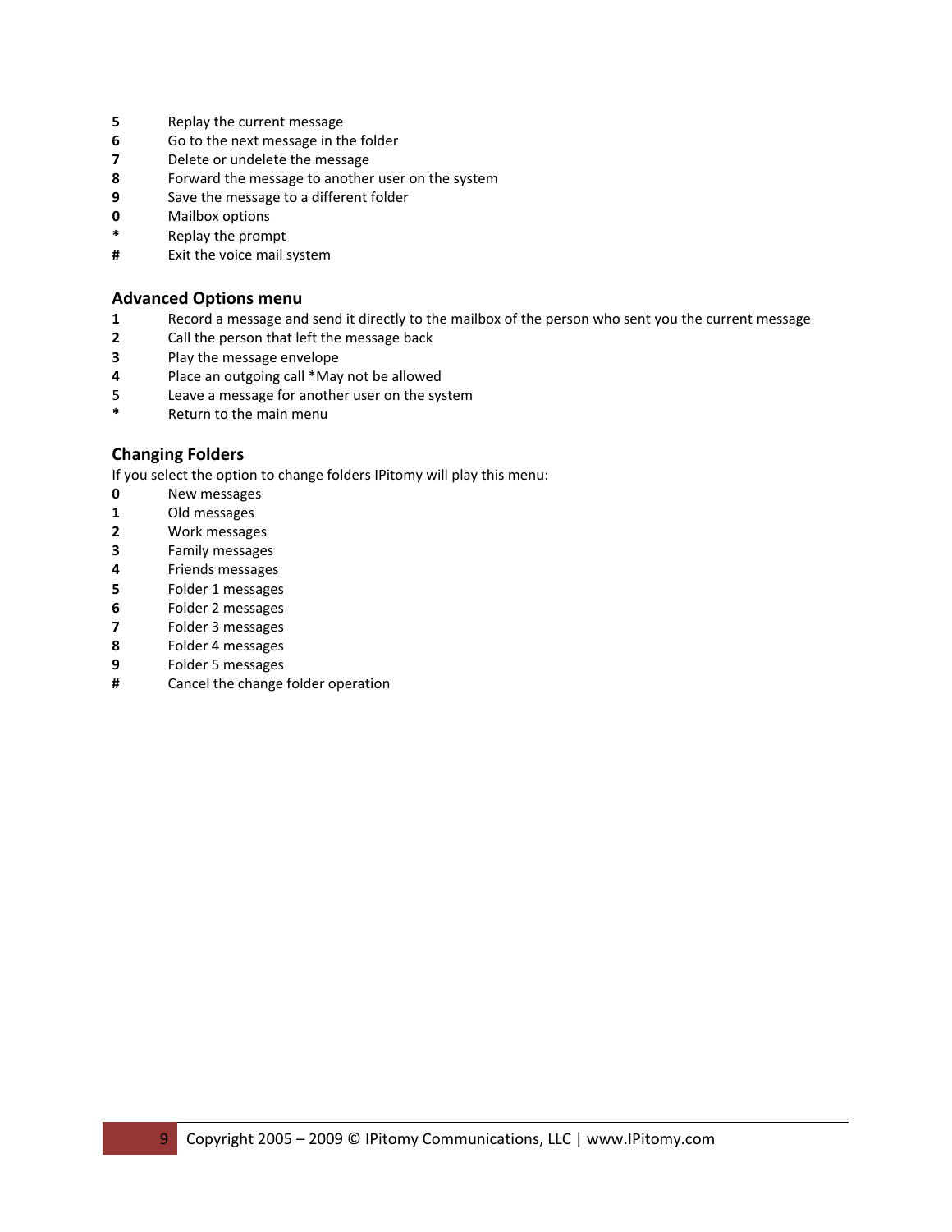**5** Replay the current message
**6** Go to the next message in the folder
**7** Delete or undelete the message
**8** Forward the message to another user on the system
**9** Save the message to a different folder
**0** Mailbox options
**\*** Replay the prompt
**#** Exit the voice mail system

### Advanced Options menu

**1** Record a message and send it directly to the mailbox of the person who sent you the current message
**2** Call the person that left the message back
**3** Play the message envelope
**4** Place an outgoing call *May not be allowed
5 Leave a message for another user on the system
**\*** Return to the main menu

### Changing Folders

If you select the option to change folders IPitomy will play this menu:

**0** New messages
**1** Old messages
**2** Work messages
**3** Family messages
**4** Friends messages
**5** Folder 1 messages
**6** Folder 2 messages
**7** Folder 3 messages
**8** Folder 4 messages
**9** Folder 5 messages
**#** Cancel the change folder operation